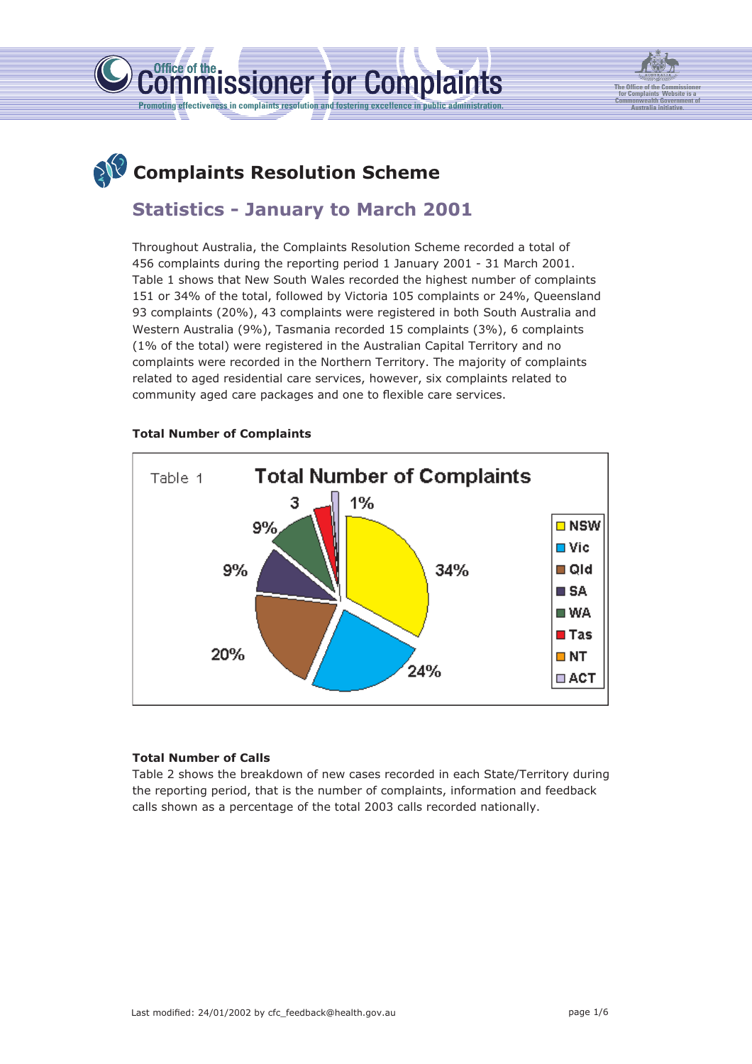# Complaints Resolution Scheme

## Statistics - January to March 2001

Throughout Australia, the Complaints Resolution Scheme recorded a total of 456 complaints during the reporting period 1 January 2001 - 31 March 2001. Table 1 shows that New South Wales recorded the highest number of complaints 151 or 34% of the total, followed by Victoria 105 complaints or 24%, Queensland 93 complaints (20%), 43 complaints were registered in both South Australia and Western Australia (9%), Tasmania recorded 15 complaints (3%), 6 complaints (1% of the total) were registered in the Australian Capital Territory and no complaints were recorded in the Northern Territory. The majority of complaints related to aged residential care services, however, six complaints related to community aged care packages and one to flexible care services.

**Total Number of Complaints**

Table 1 — Total Number of Complaints

| State/Territory | Percentage |
| --- | --- |
| NSW | 34% |
| Vic | 24% |
| Qld | 20% |
| SA | 9% |
| WA | 9% |
| Tas | 3 |
| NT | |
| ACT | 1% |

**Total Number of Calls**

Table 2 shows the breakdown of new cases recorded in each State/Territory during the reporting period, that is the number of complaints, information and feedback calls shown as a percentage of the total 2003 calls recorded nationally.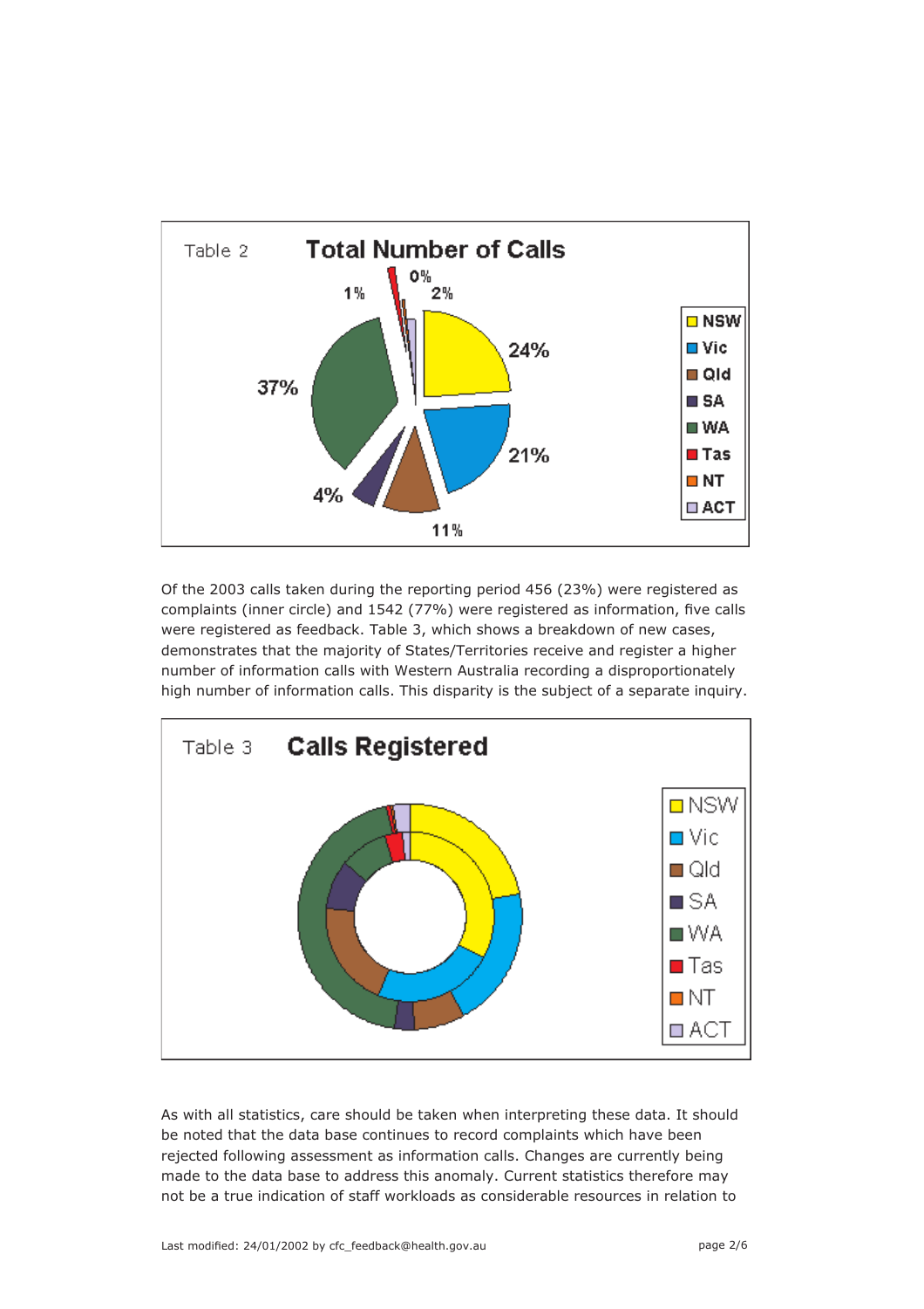Table 2 **Total Number of Calls**

| State/Territory | Percentage |
|---|---|
| NSW | 24% |
| Vic | 21% |
| Qld | 11% |
| SA | 4% |
| WA | 37% |
| Tas | 1% |
| NT | 0% |
| ACT | 2% |

Of the 2003 calls taken during the reporting period 456 (23%) were registered as complaints (inner circle) and 1542 (77%) were registered as information, five calls were registered as feedback. Table 3, which shows a breakdown of new cases, demonstrates that the majority of States/Territories receive and register a higher number of information calls with Western Australia recording a disproportionately high number of information calls. This disparity is the subject of a separate inquiry.

Table 3 **Calls Registered**

Legend: NSW, Vic, Qld, SA, WA, Tas, NT, ACT

As with all statistics, care should be taken when interpreting these data. It should be noted that the data base continues to record complaints which have been rejected following assessment as information calls. Changes are currently being made to the data base to address this anomaly. Current statistics therefore may not be a true indication of staff workloads as considerable resources in relation to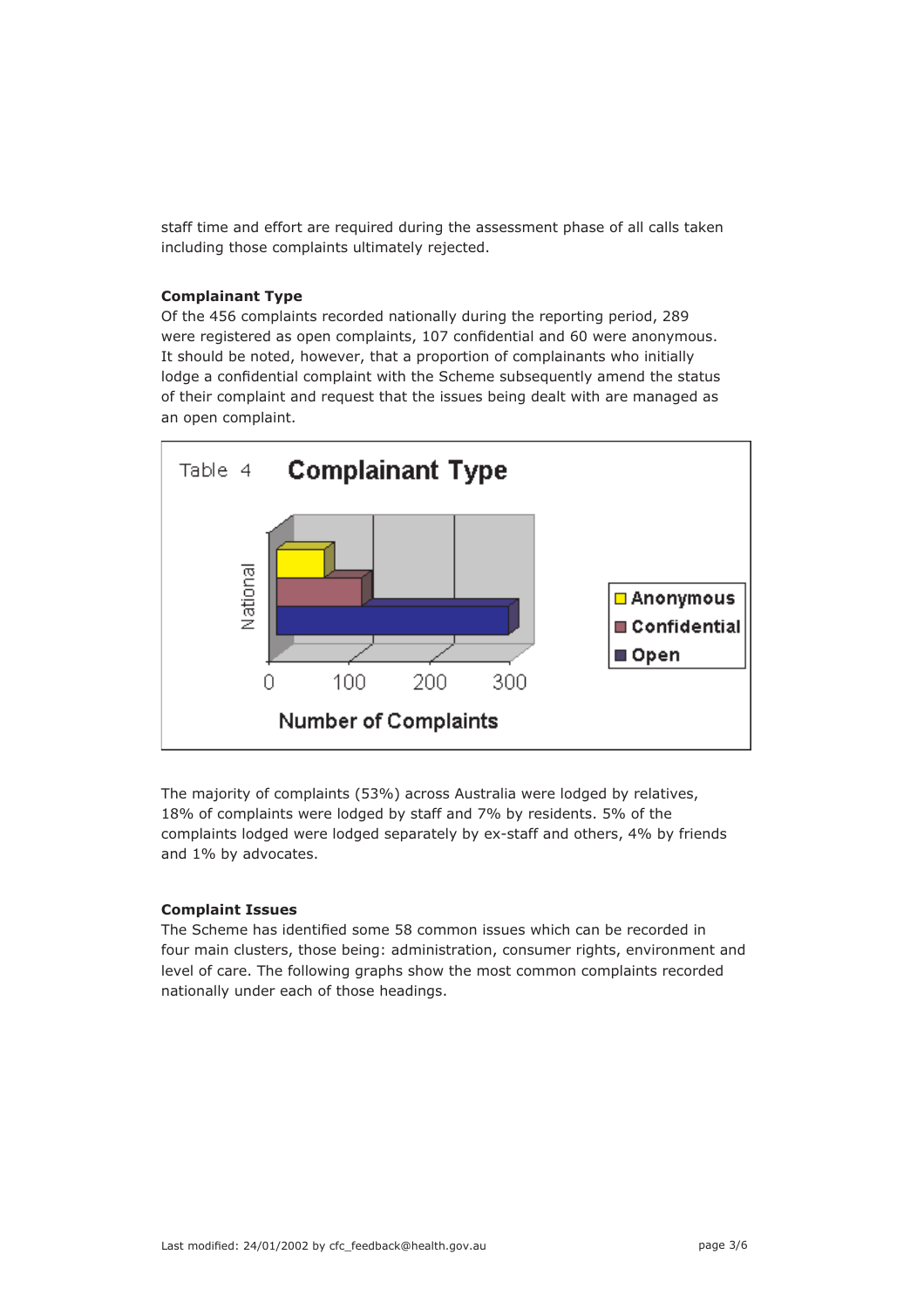staff time and effort are required during the assessment phase of all calls taken including those complaints ultimately rejected.

**Complainant Type**

Of the 456 complaints recorded nationally during the reporting period, 289 were registered as open complaints, 107 confidential and 60 were anonymous. It should be noted, however, that a proportion of complainants who initially lodge a confidential complaint with the Scheme subsequently amend the status of their complaint and request that the issues being dealt with are managed as an open complaint.

Table 4 **Complainant Type**

The majority of complaints (53%) across Australia were lodged by relatives, 18% of complaints were lodged by staff and 7% by residents. 5% of the complaints lodged were lodged separately by ex-staff and others, 4% by friends and 1% by advocates.

**Complaint Issues**

The Scheme has identified some 58 common issues which can be recorded in four main clusters, those being: administration, consumer rights, environment and level of care. The following graphs show the most common complaints recorded nationally under each of those headings.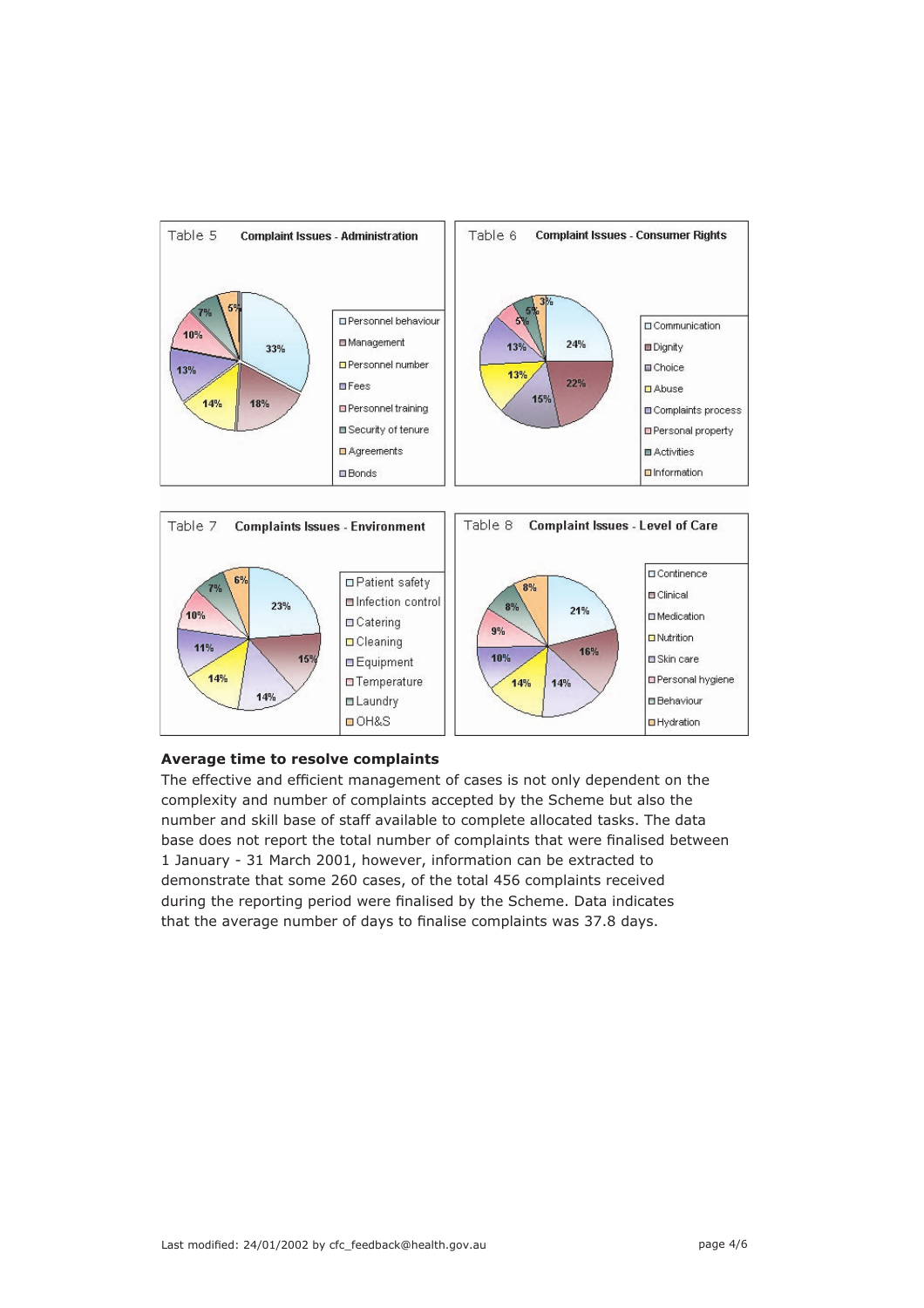Table 5 **Complaint Issues - Administration**

| Issue | % |
|---|---|
| Personnel behaviour | 33% |
| Management | 18% |
| Personnel number | 14% |
| Fees | 13% |
| Personnel training | 10% |
| Security of tenure | 7% |
| Agreements | 5% |
| Bonds | |

Table 6 **Complaint Issues - Consumer Rights**

| Issue | % |
|---|---|
| Communication | 24% |
| Dignity | 22% |
| Choice | 15% |
| Abuse | 13% |
| Complaints process | 13% |
| Personal property | 5% |
| Activities | 5% |
| Information | 3% |

Table 7 **Complaints Issues - Environment**

| Issue | % |
|---|---|
| Patient safety | 23% |
| Infection control | 15% |
| Catering | 14% |
| Cleaning | 14% |
| Equipment | 11% |
| Temperature | 10% |
| Laundry | 7% |
| OH&S | 6% |

Table 8 **Complaint Issues - Level of Care**

| Issue | % |
|---|---|
| Continence | 21% |
| Clinical | 16% |
| Medication | 14% |
| Nutrition | 14% |
| Skin care | 10% |
| Personal hygiene | 9% |
| Behaviour | 8% |
| Hydration | 8% |

**Average time to resolve complaints**

The effective and efficient management of cases is not only dependent on the complexity and number of complaints accepted by the Scheme but also the number and skill base of staff available to complete allocated tasks. The data base does not report the total number of complaints that were finalised between 1 January - 31 March 2001, however, information can be extracted to demonstrate that some 260 cases, of the total 456 complaints received during the reporting period were finalised by the Scheme. Data indicates that the average number of days to finalise complaints was 37.8 days.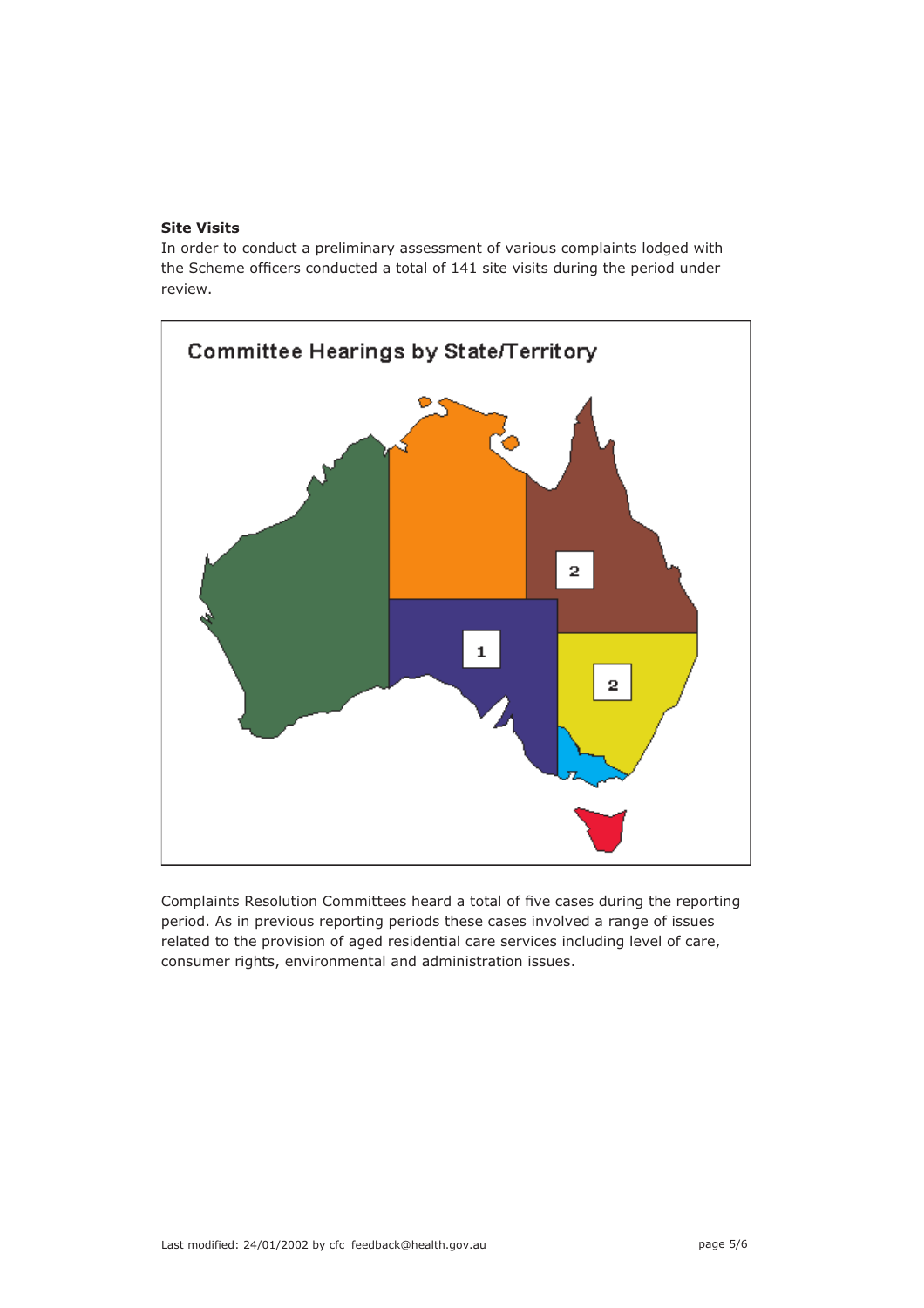**Site Visits**

In order to conduct a preliminary assessment of various complaints lodged with the Scheme officers conducted a total of 141 site visits during the period under review.

Committee Hearings by State/Territory

Complaints Resolution Committees heard a total of five cases during the reporting period. As in previous reporting periods these cases involved a range of issues related to the provision of aged residential care services including level of care, consumer rights, environmental and administration issues.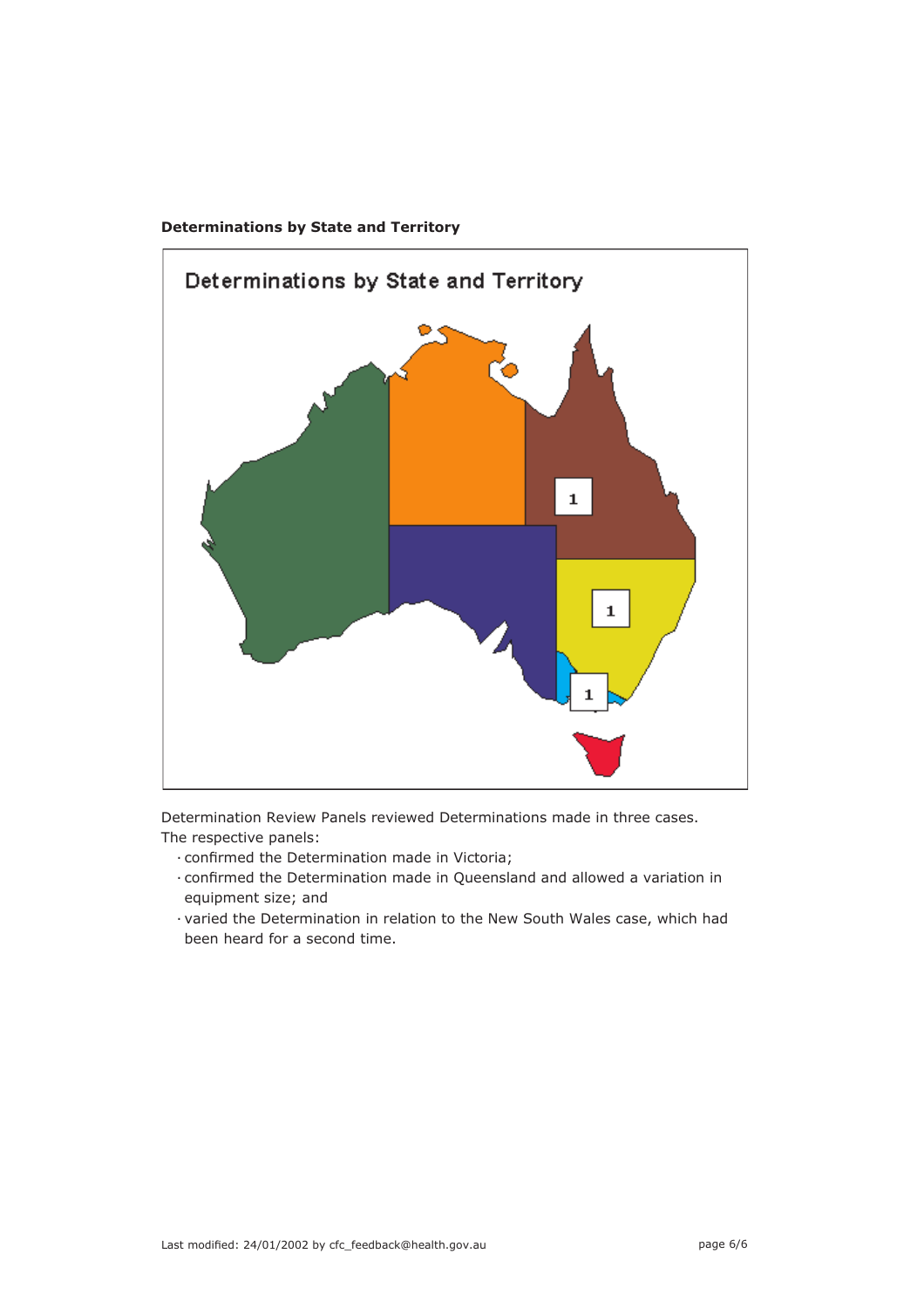**Determinations by State and Territory**

Determinations by State and Territory

1

1

1

Determination Review Panels reviewed Determinations made in three cases. The respective panels:

- confirmed the Determination made in Victoria;
- confirmed the Determination made in Queensland and allowed a variation in equipment size; and
- varied the Determination in relation to the New South Wales case, which had been heard for a second time.

Last modified: 24/01/2002 by cfc_feedback@health.gov.au